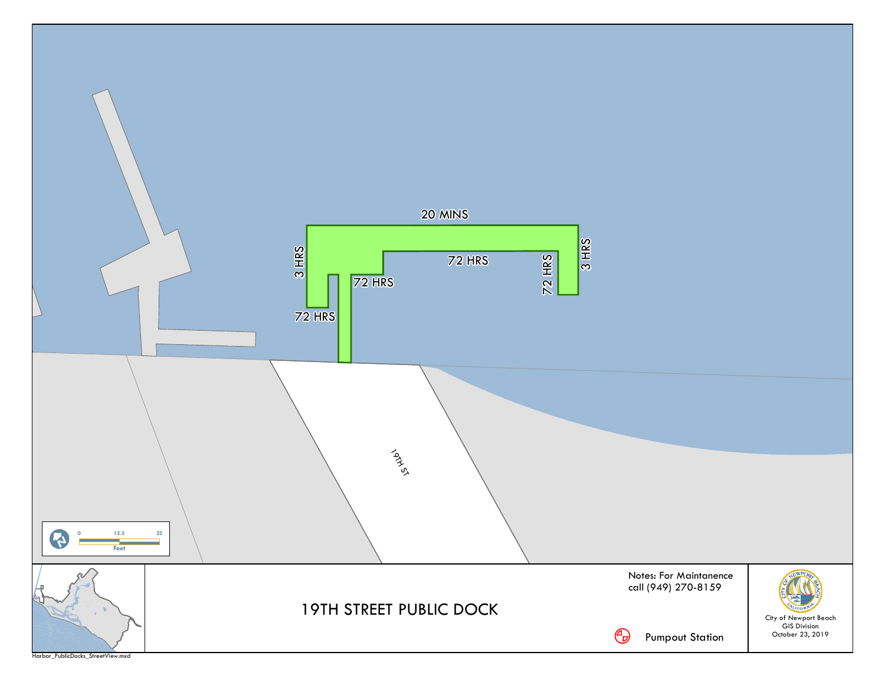# 19TH STREET PUBLIC DOCK

20 MINS

3 HRS

72 HRS

72 HRS

72 HRS

72 HRS

3 HRS

19TH ST

0 12.5 25

Feet

Notes: For Maintanence call (949) 270-8159

Pumpout Station

City of Newport Beach
GIS Division
October 23, 2019

Harbor_PublicDocks_StreetView.mxd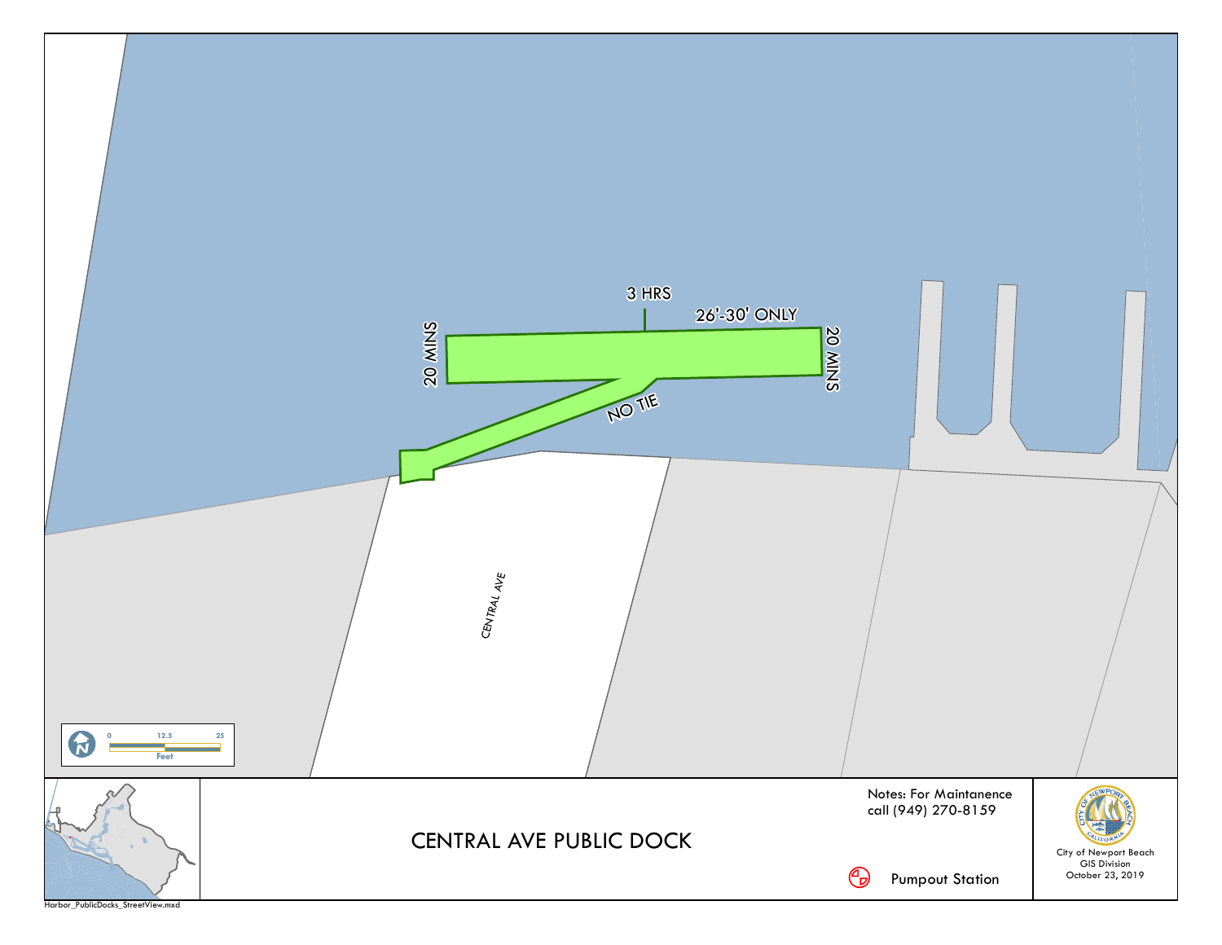3 HRS

26'-30' ONLY

20 MINS

20 MINS

NO TIE

CENTRAL AVE

0 12.5 25
Feet

# CENTRAL AVE PUBLIC DOCK

Notes: For Maintanence call (949) 270-8159

Pumpout Station

City of Newport Beach
GIS Division
October 23, 2019

Harbor_PublicDocks_StreetView.mxd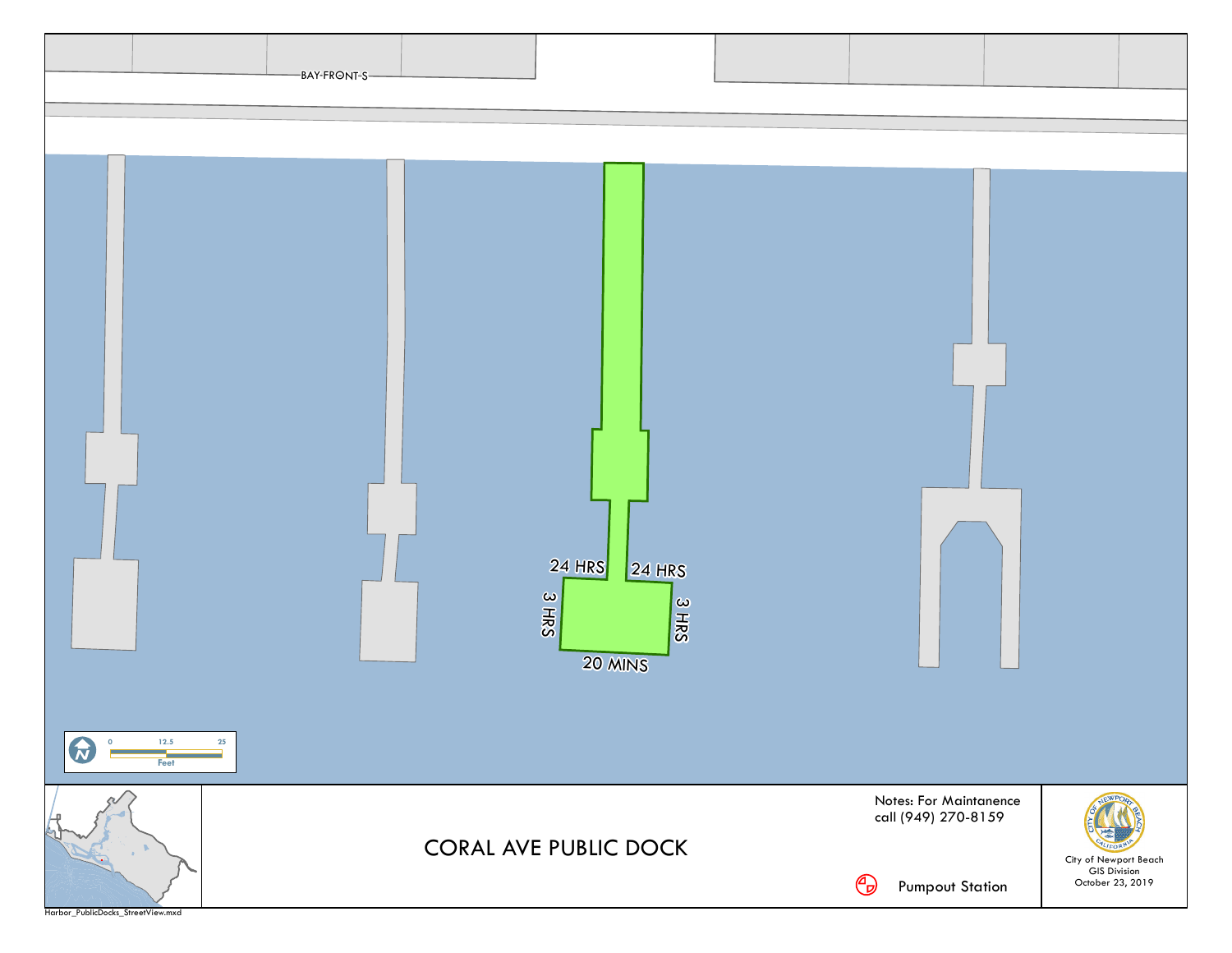BAY-FRONT-S

24 HRS

24 HRS

3 HRS

3 HRS

20 MINS

0 12.5 25

Feet

# CORAL AVE PUBLIC DOCK

Notes: For Maintanence call (949) 270-8159

Pumpout Station

City of Newport Beach
GIS Division
October 23, 2019

Harbor_PublicDocks_StreetView.mxd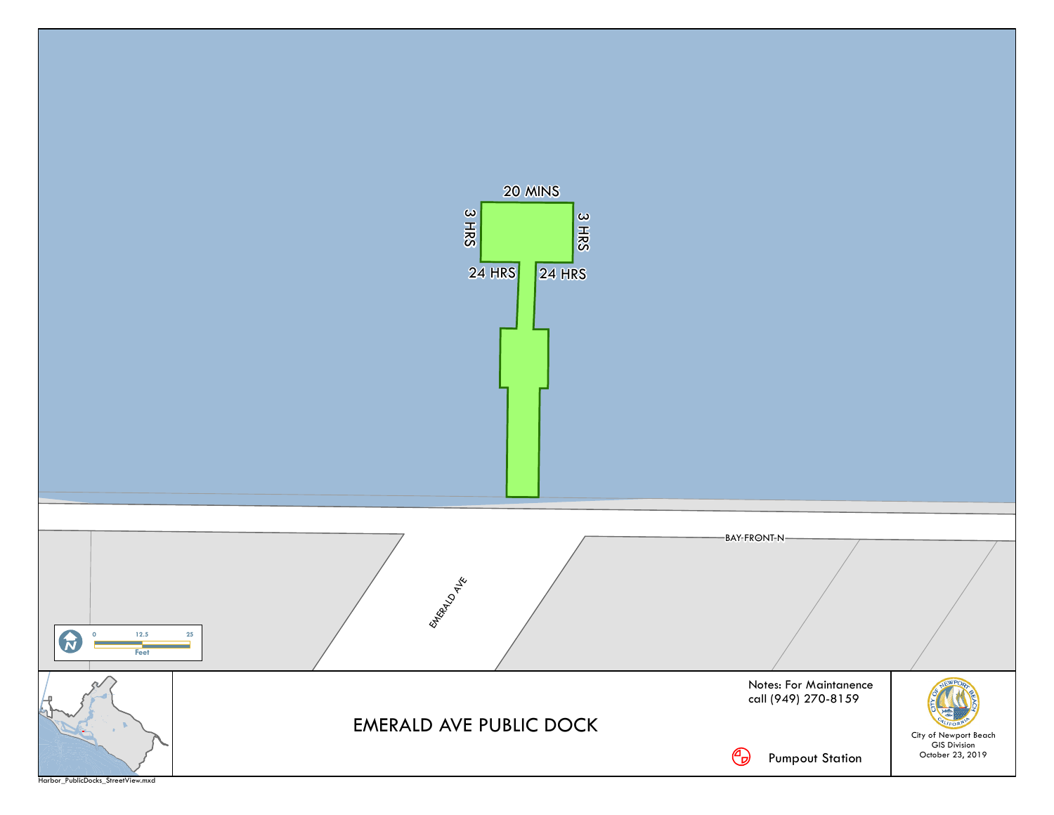# EMERALD AVE PUBLIC DOCK

20 MINS

3 HRS

3 HRS

24 HRS

24 HRS

BAY FRONT N

EMERALD AVE

0 12.5 25

Feet

Notes: For Maintanence call (949) 270-8159

Pumpout Station

City of Newport Beach
GIS Division
October 23, 2019

Harbor_PublicDocks_StreetView.mxd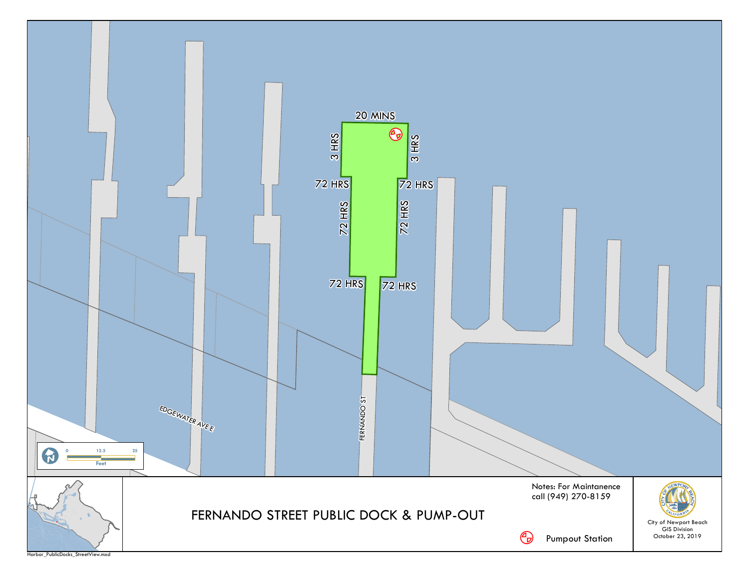# FERNANDO STREET PUBLIC DOCK & PUMP-OUT

20 MINS

3 HRS

3 HRS

72 HRS

72 HRS

72 HRS

72 HRS

72 HRS

72 HRS

EDGEWATER AVE E

FERNANDO ST

0 12.5 25
Feet

Notes: For Maintanence call (949) 270-8159

Pumpout Station

City of Newport Beach
GIS Division
October 23, 2019

Harbor_PublicDocks_StreetView.mxd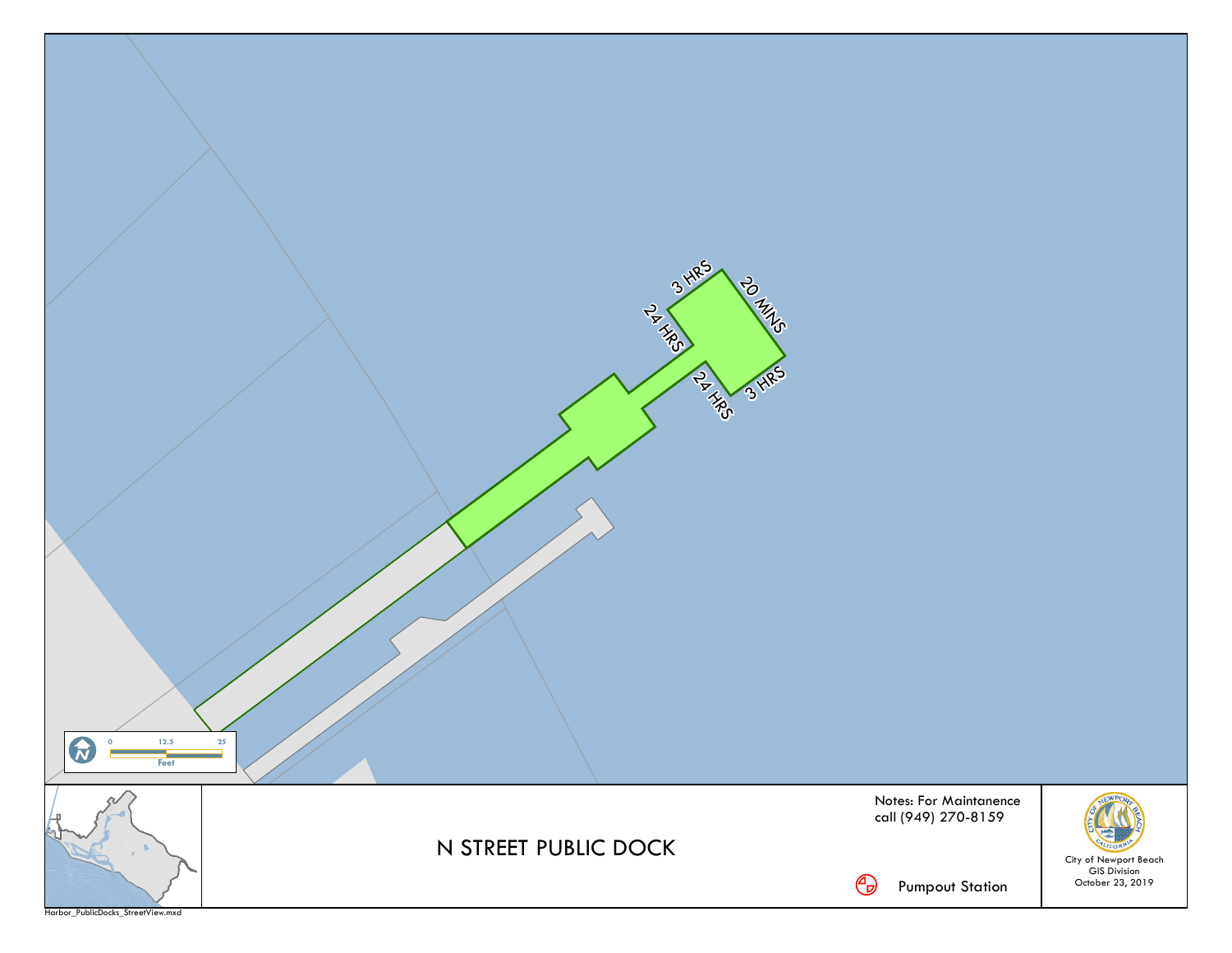3 HRS

20 MINS

24 HRS

24 HRS

3 HRS

0 12.5 25

Feet

# N STREET PUBLIC DOCK

Notes: For Maintanence call (949) 270-8159

Pumpout Station

City of Newport Beach
GIS Division
October 23, 2019

Harbor_PublicDocks_StreetView.mxd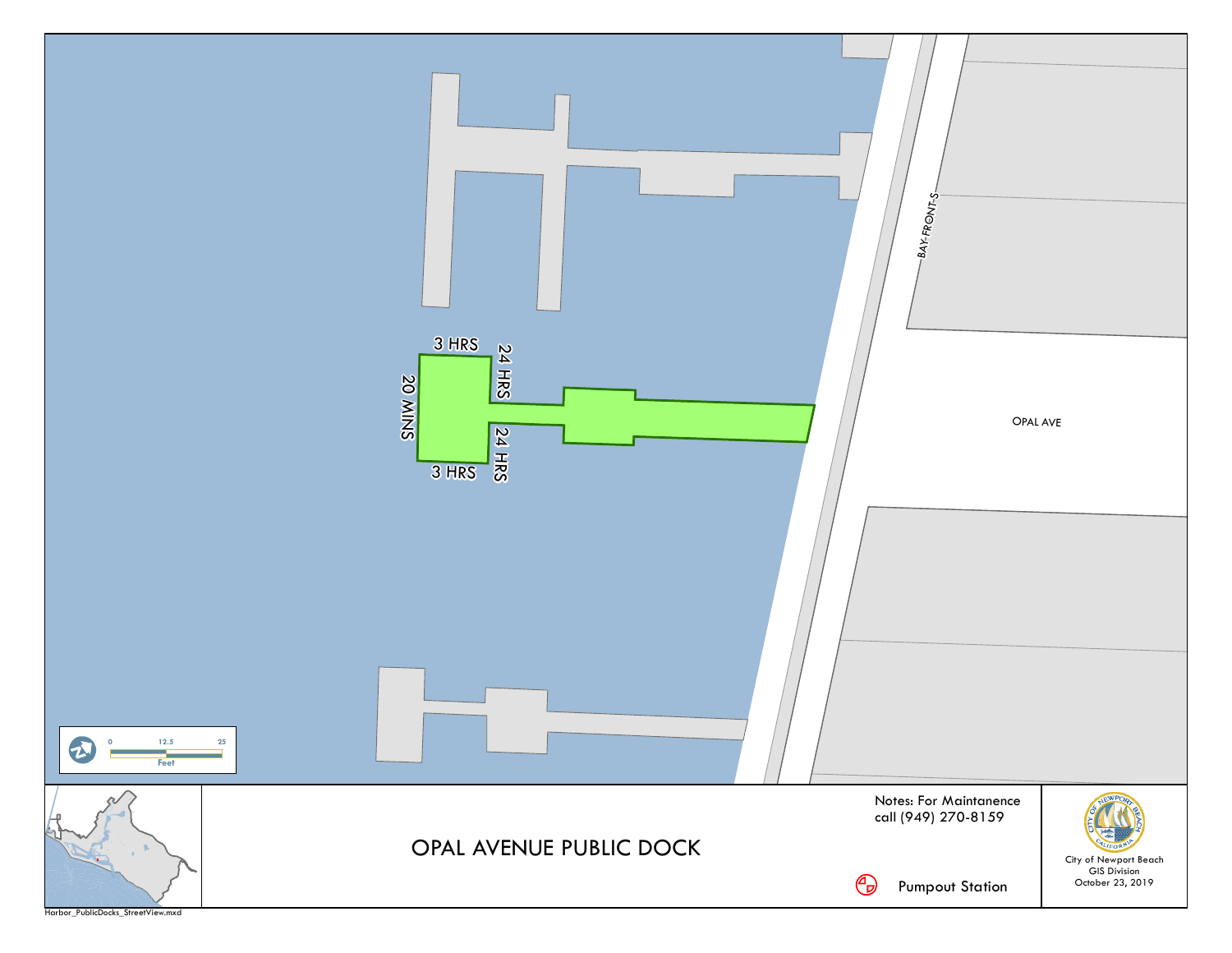# OPAL AVENUE PUBLIC DOCK

3 HRS

24 HRS

20 MINS

24 HRS

3 HRS

BAY FRONT S

OPAL AVE

0 12.5 25

Feet

Notes: For Maintanence call (949) 270-8159

Pumpout Station

City of Newport Beach
GIS Division
October 23, 2019

Harbor_PublicDocks_StreetView.mxd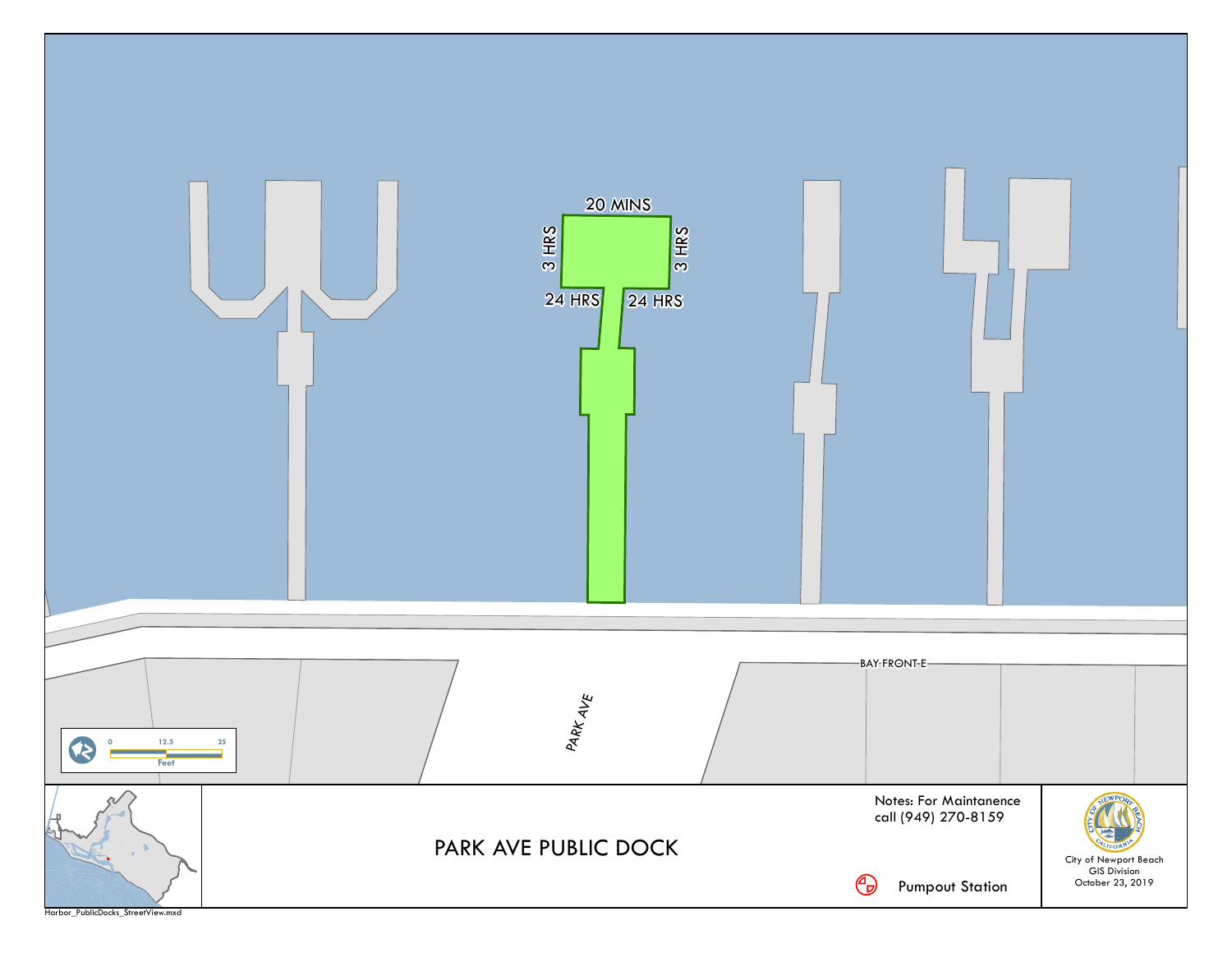20 MINS

3 HRS

3 HRS

24 HRS

24 HRS

BAY FRONT E

PARK AVE

0 12.5 25

Feet

# PARK AVE PUBLIC DOCK

Notes: For Maintanence call (949) 270-8159

Pumpout Station

City of Newport Beach
GIS Division
October 23, 2019

Harbor_PublicDocks_StreetView.mxd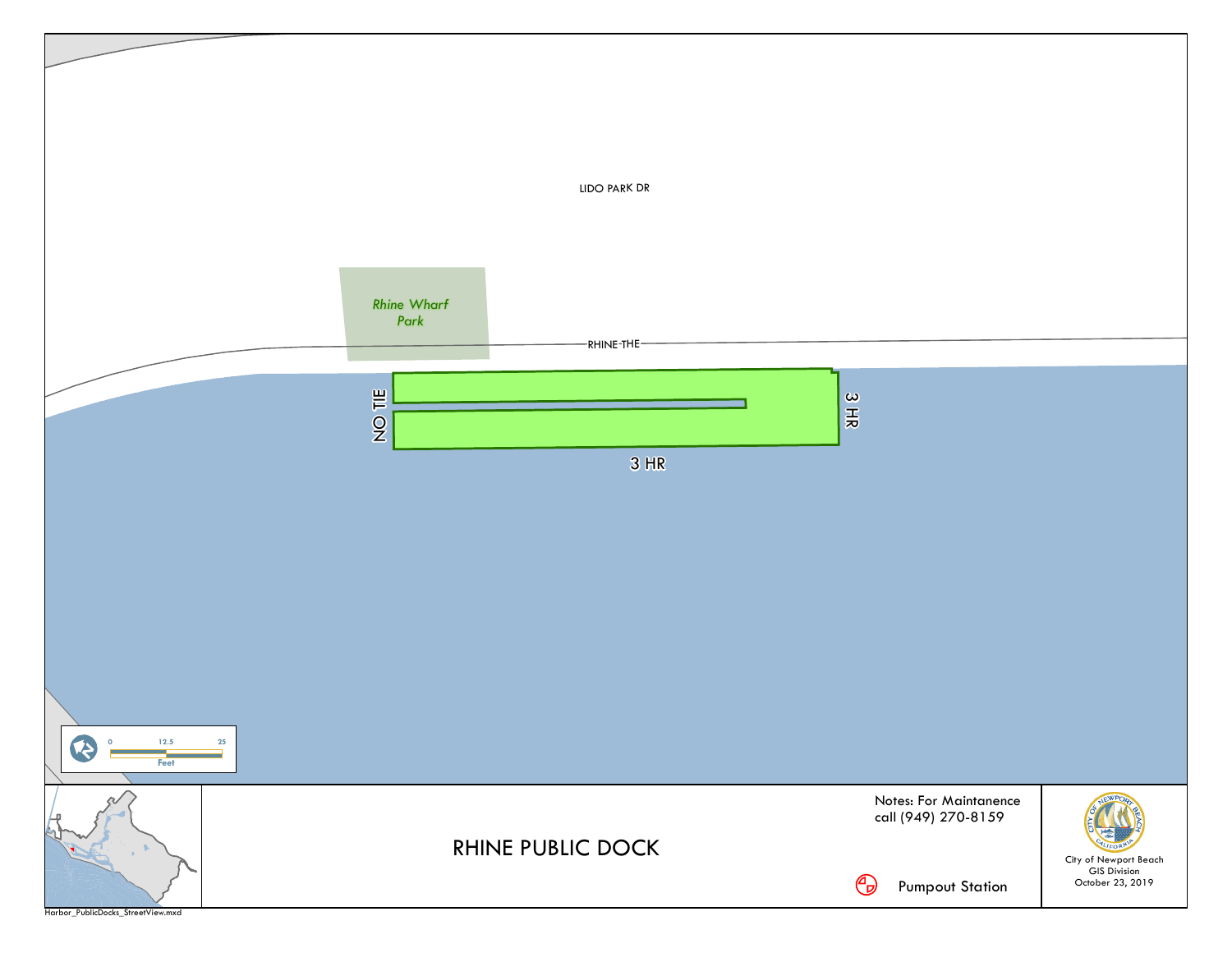LIDO PARK DR

*Rhine Wharf Park*

RHINE THE

NO TIE

3 HR

3 HR

0 12.5 25
Feet

# RHINE PUBLIC DOCK

Notes: For Maintanence call (949) 270-8159

Pumpout Station

City of Newport Beach
GIS Division
October 23, 2019

Harbor_PublicDocks_StreetView.mxd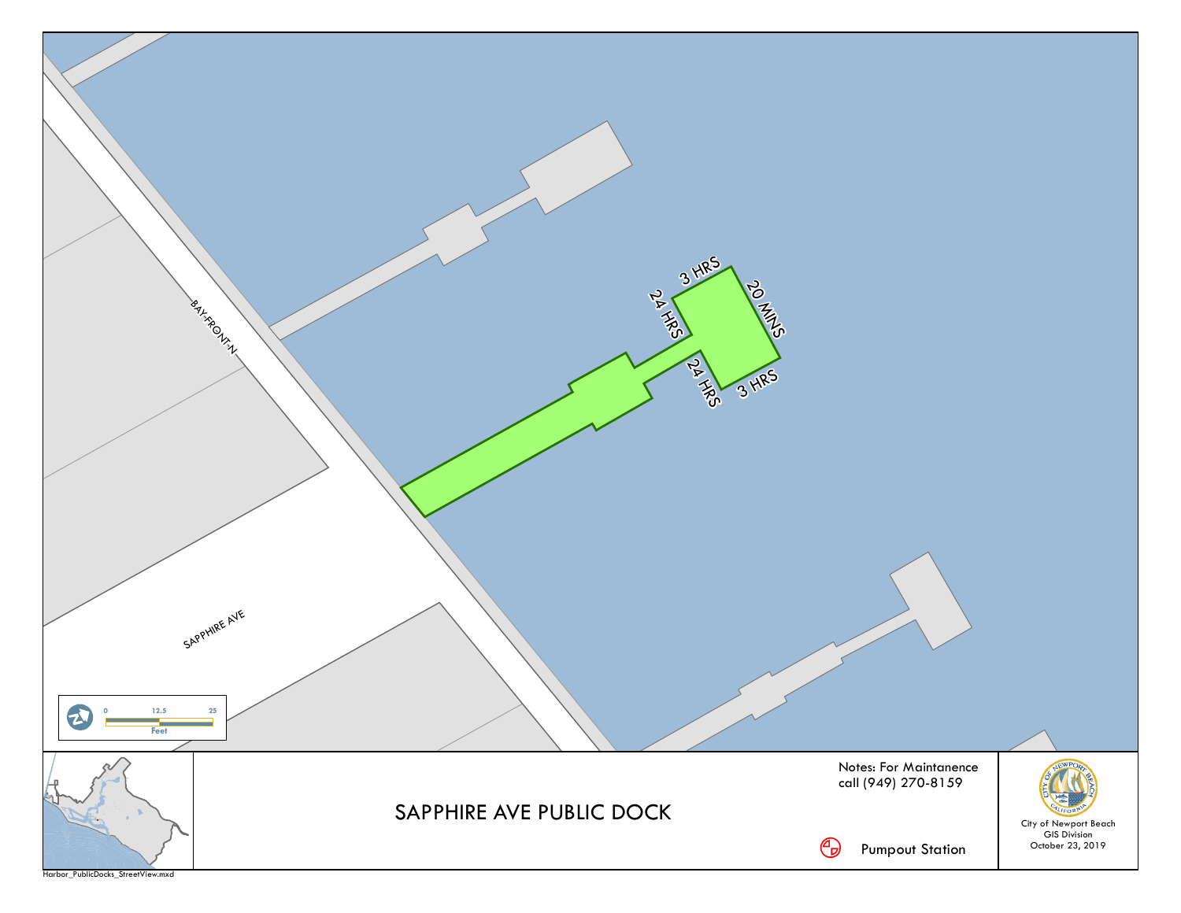BAY FRONT N

SAPPHIRE AVE

3 HRS

20 MINS

24 HRS

24 HRS

3 HRS

0 12.5 25

Feet

# SAPPHIRE AVE PUBLIC DOCK

Notes: For Maintanence call (949) 270-8159

Pumpout Station

City of Newport Beach
GIS Division
October 23, 2019

Harbor_PublicDocks_StreetView.mxd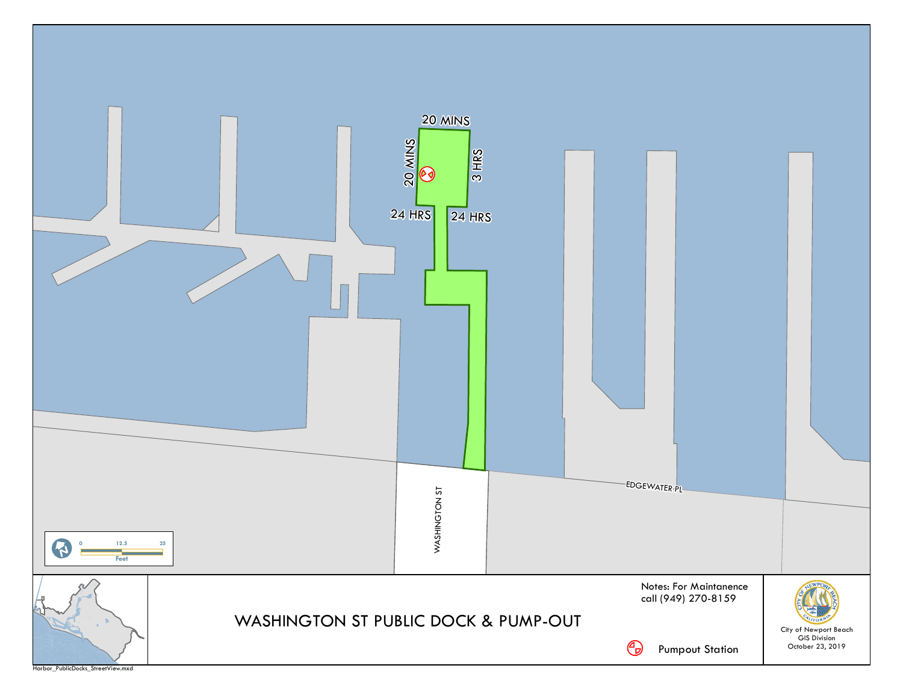20 MINS

20 MINS

3 HRS

24 HRS

24 HRS

WASHINGTON ST

EDGEWATER PL

0 12.5 25

Feet

# WASHINGTON ST PUBLIC DOCK & PUMP-OUT

Notes: For Maintanence call (949) 270-8159

Pumpout Station

City of Newport Beach
GIS Division
October 23, 2019

Harbor_PublicDocks_StreetView.mxd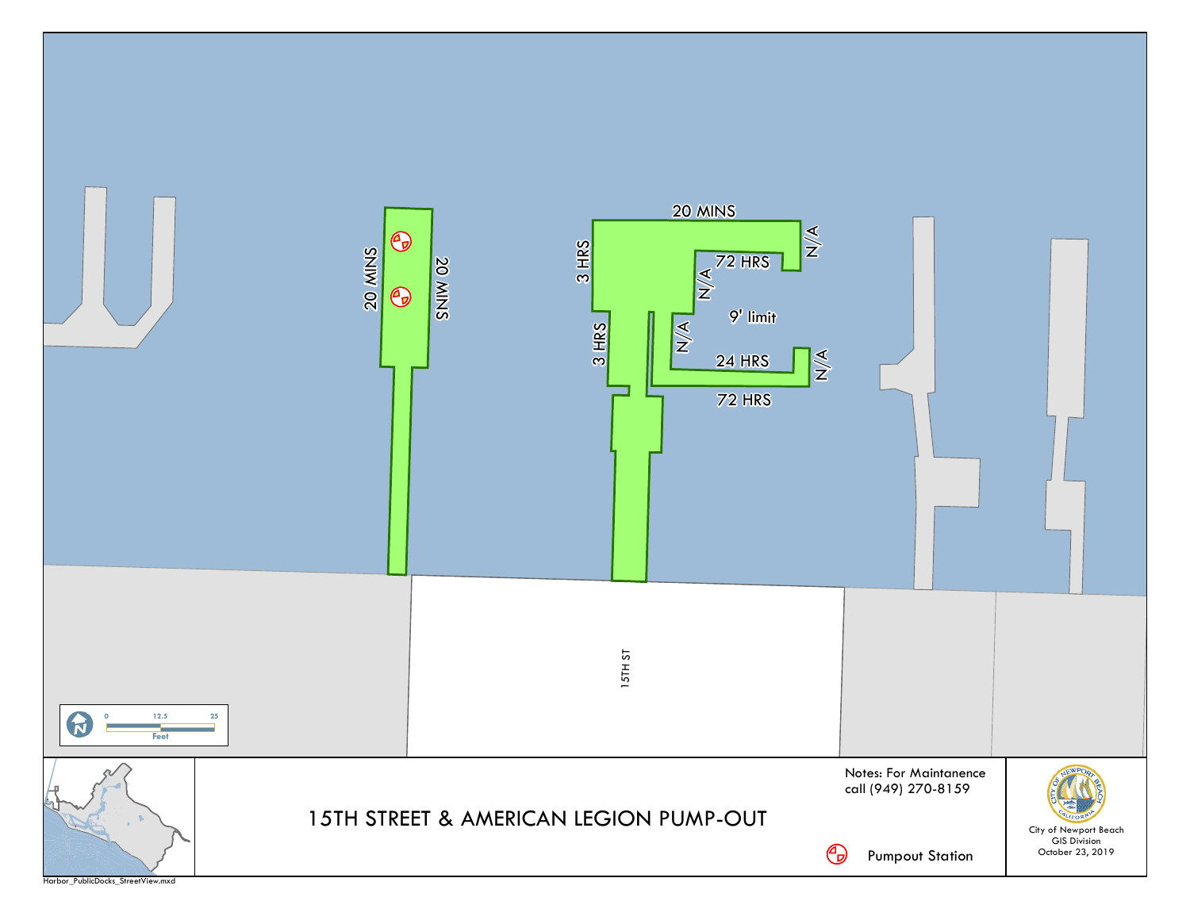# 15TH STREET & AMERICAN LEGION PUMP-OUT

20 MINS

20 MINS

3 HRS

20 MINS

N/A

72 HRS

N/A

9' limit

N/A

3 HRS

24 HRS

N/A

72 HRS

15TH ST

0 12.5 25

Feet

Notes: For Maintanence call (949) 270-8159

Pumpout Station

City of Newport Beach
GIS Division
October 23, 2019

Harbor_PublicDocks_StreetView.mxd